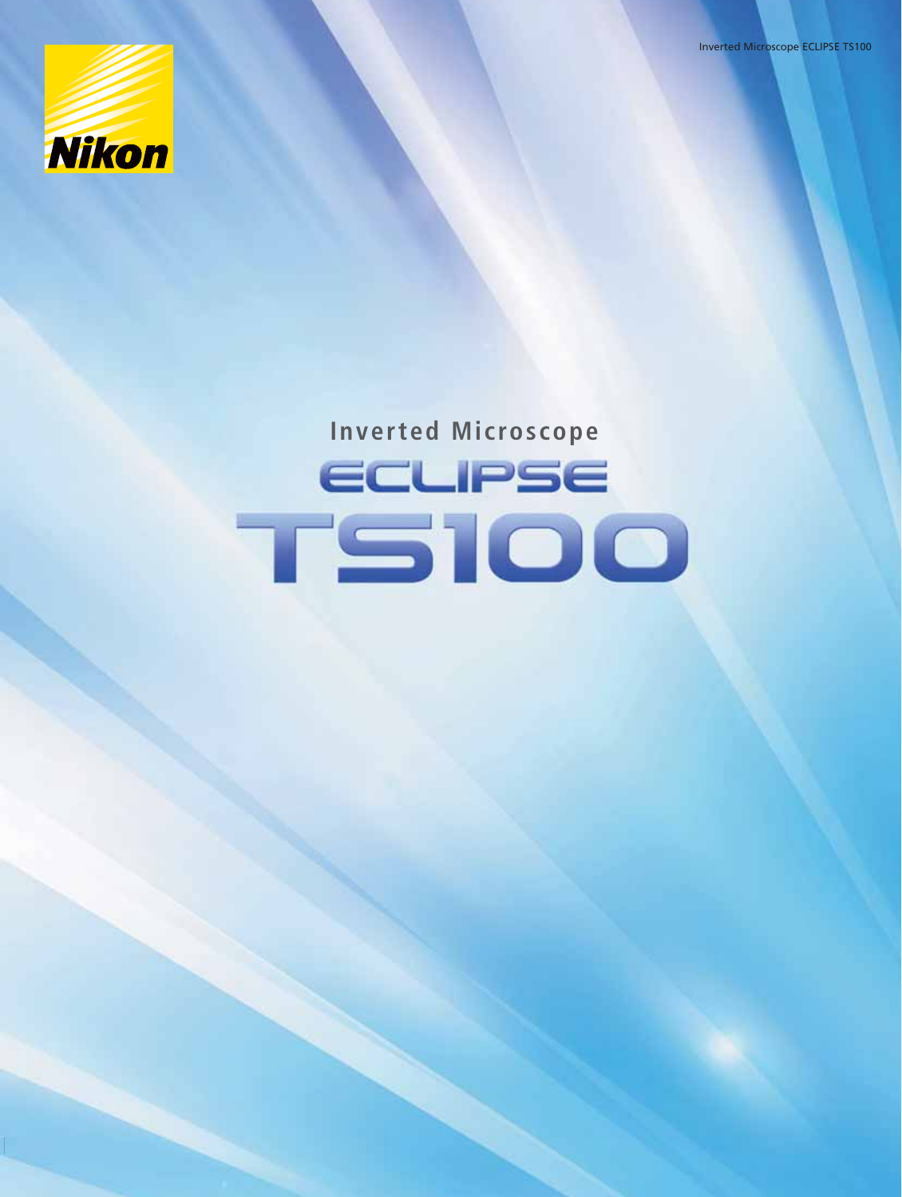Nikon

# Inverted Microscope

# ECLIPSE TS100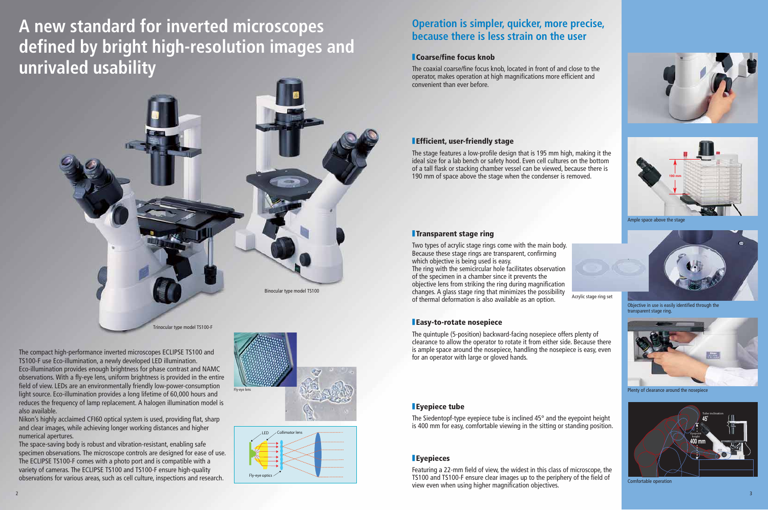# A new standard for inverted microscopes defined by bright high-resolution images and unrivaled usability

Binocular type model TS100

Trinocular type model TS100-F

The compact high-performance inverted microscopes ECLIPSE TS100 and TS100-F use Eco-illumination, a newly developed LED illumination. Eco-illumination provides enough brightness for phase contrast and NAMC observations. With a fly-eye lens, uniform brightness is provided in the entire field of view. LEDs are an environmentally friendly low-power-consumption light source. Eco-illumination provides a long lifetime of 60,000 hours and reduces the frequency of lamp replacement. A halogen illumination model is also available.

Nikon's highly acclaimed CFI60 optical system is used, providing flat, sharp and clear images, while achieving longer working distances and higher numerical apertures.

The space-saving body is robust and vibration-resistant, enabling safe specimen observations. The microscope controls are designed for ease of use. The ECLIPSE TS100-F comes with a photo port and is compatible with a variety of cameras. The ECLIPSE TS100 and TS100-F ensure high-quality observations for various areas, such as cell culture, inspections and research.

Fly-eye lens

LED

Collimator lens

Fly-eye optics

## Operation is simpler, quicker, more precise, because there is less strain on the user

### Coarse/fine focus knob

The coaxial coarse/fine focus knob, located in front of and close to the operator, makes operation at high magnifications more efficient and convenient than ever before.

### Efficient, user-friendly stage

The stage features a low-profile design that is 195 mm high, making it the ideal size for a lab bench or safety hood. Even cell cultures on the bottom of a tall flask or stacking chamber vessel can be viewed, because there is 190 mm of space above the stage when the condenser is removed.

190 mm

Ample space above the stage

### Transparent stage ring

Two types of acrylic stage rings come with the main body. Because these stage rings are transparent, confirming which objective is being used is easy.

The ring with the semicircular hole facilitates observation of the specimen in a chamber since it prevents the objective lens from striking the ring during magnification changes. A glass stage ring that minimizes the possibility of thermal deformation is also available as an option.

Acrylic stage ring set

Objective in use is easily identified through the transparent stage ring.

### Easy-to-rotate nosepiece

The quintuple (5-position) backward-facing nosepiece offers plenty of clearance to allow the operator to rotate it from either side. Because there is ample space around the nosepiece, handling the nosepiece is easy, even for an operator with large or gloved hands.

Plenty of clearance around the nosepiece

### Eyepiece tube

The Siedentopf-type eyepiece tube is inclined 45° and the eyepoint height is 400 mm for easy, comfortable viewing in the sitting or standing position.

Tube inclination 45°

Eyepoint height 400 mm

### Eyepieces

Featuring a 22-mm field of view, the widest in this class of microscope, the TS100 and TS100-F ensure clear images up to the periphery of the field of view even when using higher magnification objectives.

Comfortable operation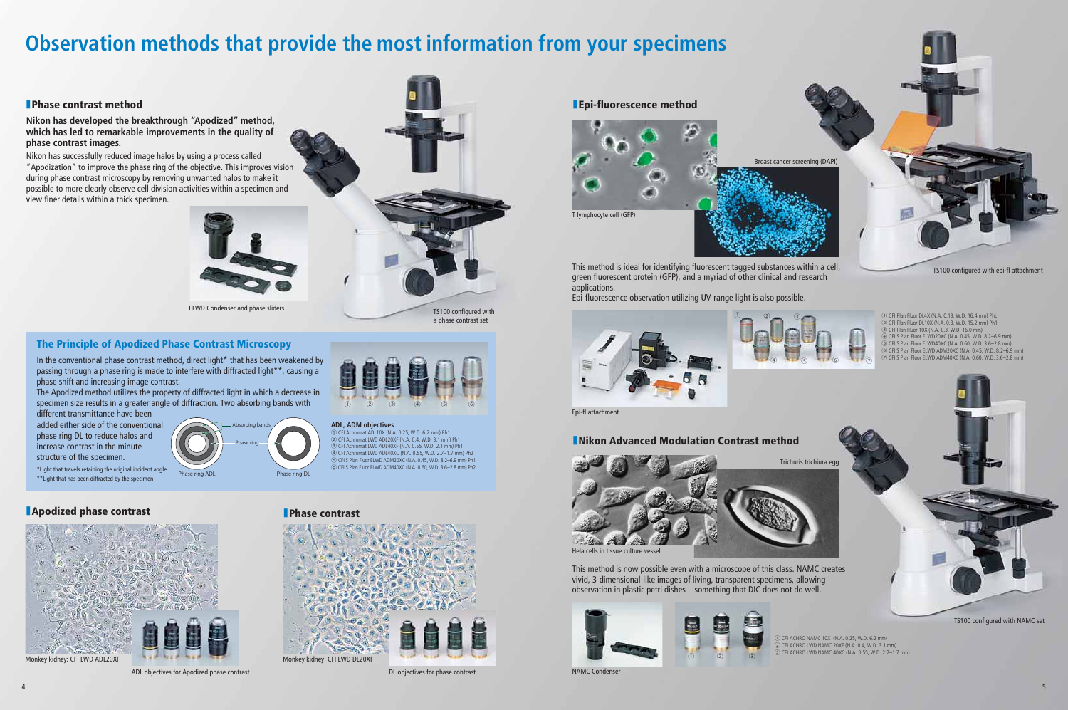# Observation methods that provide the most information from your specimens

## Phase contrast method

**Nikon has developed the breakthrough "Apodized" method, which has led to remarkable improvements in the quality of phase contrast images.**

Nikon has successfully reduced image halos by using a process called "Apodization" to improve the phase ring of the objective. This improves vision during phase contrast microscopy by removing unwanted halos to make it possible to more clearly observe cell division activities within a specimen and view finer details within a thick specimen.

ELWD Condenser and phase sliders

TS100 configured with a phase contrast set

### The Principle of Apodized Phase Contrast Microscopy

In the conventional phase contrast method, direct light* that has been weakened by passing through a phase ring is made to interfere with diffracted light**, causing a phase shift and increasing image contrast.

The Apodized method utilizes the property of diffracted light in which a decrease in specimen size results in a greater angle of diffraction. Two absorbing bands with different transmittance have been added either side of the conventional phase ring DL to reduce halos and increase contrast in the minute structure of the specimen.

*Light that travels retaining the original incident angle
**Light that has been diffracted by the specimen

Absorbing bands
Phase ring
Phase ring ADL
Phase ring DL

**ADL, ADM objectives**

① CFI Achromat ADL10X (N.A. 0.25, W.D. 6.2 mm) Ph1
② CFI Achromat LWD ADL20XF (N.A. 0.4, W.D. 3.1 mm) Ph1
③ CFI Achromat LWD ADL40XF (N.A. 0.55, W.D. 2.1 mm) Ph1
④ CFI Achromat LWD ADL40XC (N.A. 0.55, W.D. 2.7–1.7 mm) Ph2
⑤ CFI S Plan Fluor ELWD ADM20XC (N.A. 0.45, W.D. 8.2–6.9 mm) Ph1
⑥ CFI S Plan Fluor ELWD ADM40XC (N.A. 0.60, W.D. 3.6–2.8 mm) Ph2

## Apodized phase contrast

Monkey kidney: CFI LWD ADL20XF

ADL objectives for Apodized phase contrast

## Phase contrast

Monkey kidney: CFI LWD DL20XF

DL objectives for phase contrast

## Epi-fluorescence method

T lymphocyte cell (GFP)

Breast cancer screening (DAPI)

TS100 configured with epi-fl attachment

This method is ideal for identifying fluorescent tagged substances within a cell, green fluorescent protein (GFP), and a myriad of other clinical and research applications.
Epi-fluorescence observation utilizing UV-range light is also possible.

Epi-fl attachment

① CFI Plan Fluor DL4X (N.A. 0.13, W.D. 16.4 mm) PhL
② CFI Plan Fluor DL10X (N.A. 0.3, W.D. 15.2 mm) Ph1
③ CFI Plan Fluor 10X (N.A. 0.3, W.D. 16.0 mm)
④ CFI S Plan Fluor ELWD20XC (N.A. 0.45, W.D. 8.2–6.9 mm)
⑤ CFI S Plan Fluor ELWD40XC (N.A. 0.60, W.D. 3.6–2.8 mm)
⑥ CFI S Plan Fluor ELWD ADM20XC (N.A. 0.45, W.D. 8.2–6.9 mm)
⑦ CFI S Plan Fluor ELWD ADM40XC (N.A. 0.60, W.D. 3.6–2.8 mm)

## Nikon Advanced Modulation Contrast method

Hela cells in tissue culture vessel

Trichuris trichiura egg

This method is now possible even with a microscope of this class. NAMC creates vivid, 3-dimensional-like images of living, transparent specimens, allowing observation in plastic petri dishes—something that DIC does not do well.

NAMC Condenser

① CFI ACHRO NAMC 10X (N.A. 0.25, W.D. 6.2 mm)
② CFI ACHRO LWD NAMC 20XF (N.A. 0.4, W.D. 3.1 mm)
③ CFI ACHRO LWD NAMC 40XC (N.A. 0.55, W.D. 2.7–1.7 mm)

TS100 configured with NAMC set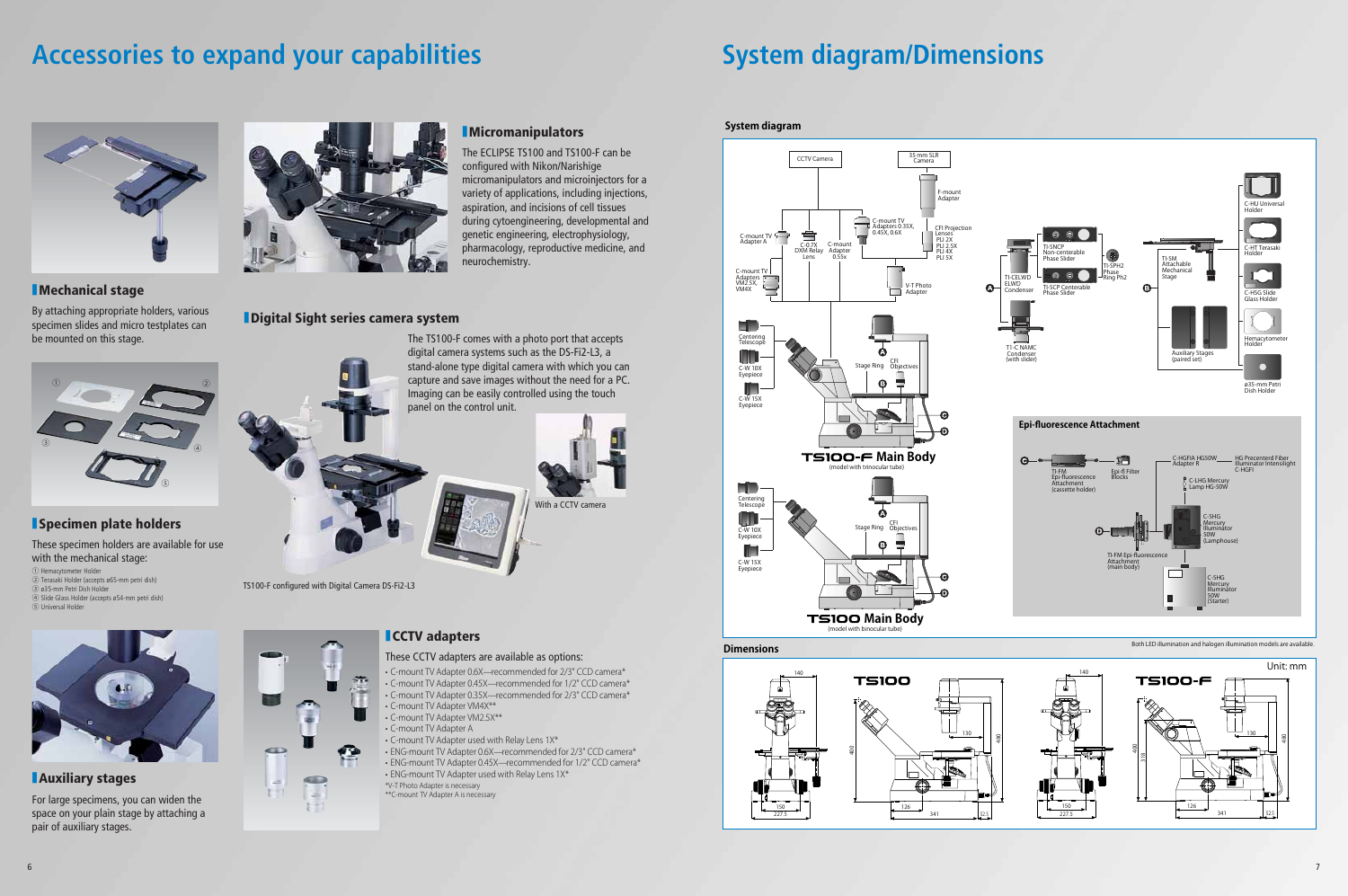# Accessories to expand your capabilities

## Mechanical stage

By attaching appropriate holders, various specimen slides and micro testplates can be mounted on this stage.

## Specimen plate holders

These specimen holders are available for use with the mechanical stage:

① Hemacytometer Holder
② Terasaki Holder (accepts ø65-mm petri dish)
③ ø35-mm Petri Dish Holder
④ Slide Glass Holder (accepts ø54-mm petri dish)
⑤ Universal Holder

## Auxiliary stages

For large specimens, you can widen the space on your plain stage by attaching a pair of auxiliary stages.

## Micromanipulators

The ECLIPSE TS100 and TS100-F can be configured with Nikon/Narishige micromanipulators and microinjectors for a variety of applications, including injections, aspiration, and incisions of cell tissues during cytoengineering, developmental and genetic engineering, electrophysiology, pharmacology, reproductive medicine, and neurochemistry.

## Digital Sight series camera system

The TS100-F comes with a photo port that accepts digital camera systems such as the DS-Fi2-L3, a stand-alone type digital camera with which you can capture and save images without the need for a PC. Imaging can be easily controlled using the touch panel on the control unit.

With a CCTV camera

TS100-F configured with Digital Camera DS-Fi2-L3

## CCTV adapters

These CCTV adapters are available as options:

- C-mount TV Adapter 0.6X—recommended for 2/3" CCD camera*
- C-mount TV Adapter 0.45X—recommended for 1/2" CCD camera*
- C-mount TV Adapter 0.35X—recommended for 2/3" CCD camera*
- C-mount TV Adapter VM4X**
- C-mount TV Adapter VM2.5X**
- C-mount TV Adapter A
- C-mount TV Adapter used with Relay Lens 1X*
- ENG-mount TV Adapter 0.6X—recommended for 2/3" CCD camera*
- ENG-mount TV Adapter 0.45X—recommended for 1/2" CCD camera*
- ENG-mount TV Adapter used with Relay Lens 1X*

*V-T Photo Adapter is necessary
**C-mount TV Adapter A is necessary

# System diagram/Dimensions

## System diagram

CCTV Camera, 35 mm SLR Camera, F-mount Adapter, C-mount TV Adapter A, C-0.7X DXM Relay Lens, C-mount Adapter 0.55x, C-mount TV Adapters 0.35X, 0.45X, 0.6X, CFI Projection Lenses PLI 2X, PLI 2.5X, PLI 4X, PLI 5X, C-mount TV Adapters VM2.5X, VM4X, V-T Photo Adapter, Centering Telescope, C-W 10X Eyepiece, C-W 15X Eyepiece, Stage Ring, CFI Objectives

**TS100-F Main Body** (model with trinocular tube)

**TS100 Main Body** (model with binocular tube)

TI-CELWD ELWD Condenser, TI-SNCP Non-centerable Phase Slider, TI-SCP Centerable Phase Slider, TI-SPH2 Phase Ring Ph2, TI-C NAMC Condenser (with slider), TI-SM Attachable Mechanical Stage, Auxiliary Stages (paired set), C-HU Universal Holder, C-HT Terasaki Holder, C-HSG Slide Glass Holder, Hemacytometer Holder, ø35-mm Petri Dish Holder

### Epi-fluorescence Attachment

TI-FM Epi-fluorescence Attachment (cassette holder), Epi-fl Filter Blocks, C-HGFIA HG50W Adapter R, HG Precenterd Fiber Illuminator Intensilight C-HGFI, C-LHG Mercury Lamp HG-50W, C-SHG Mercury Illuminator 50W (Lamphouse), TI-FM Epi-fluorescence Attachment (main body), C-SHG Mercury Illuminator 50W (Starter)

## Dimensions

Both LED illumination and halogen illumination models are available.

Unit: mm

**TS100**: 140, 400, 130, 480, 150, 227.5, 126, 341, 52.5

**TS100-F**: 140, 400, 518, 130, 480, 150, 227.5, 126, 341, 52.5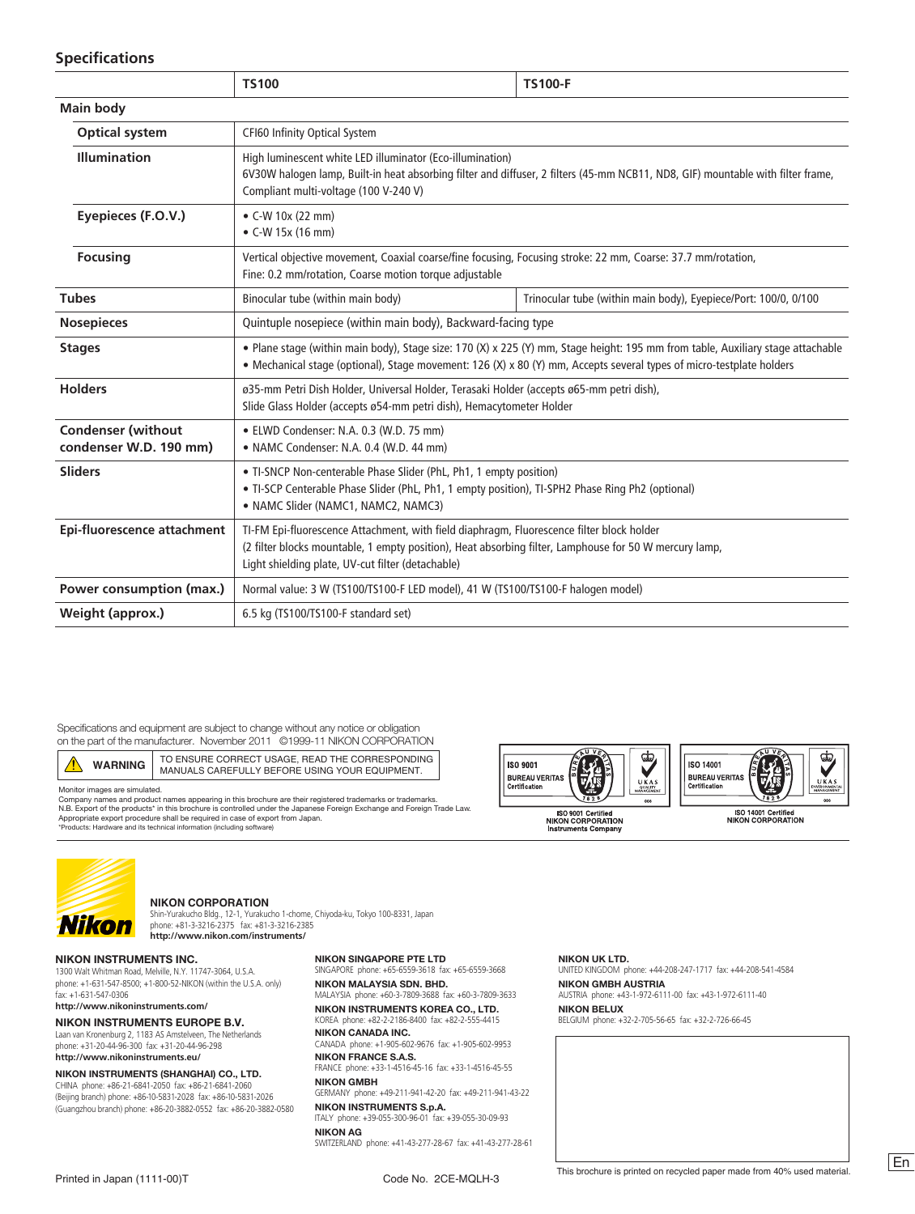## Specifications

| | TS100 | TS100-F |
|---|---|---|
| **Main body** | | |
| **Optical system** | CFI60 Infinity Optical System | |
| **Illumination** | High luminescent white LED illuminator (Eco-illumination)<br>6V30W halogen lamp, Built-in heat absorbing filter and diffuser, 2 filters (45-mm NCB11, ND8, GIF) mountable with filter frame, Compliant multi-voltage (100 V-240 V) | |
| **Eyepieces (F.O.V.)** | • C-W 10x (22 mm)<br>• C-W 15x (16 mm) | |
| **Focusing** | Vertical objective movement, Coaxial coarse/fine focusing, Focusing stroke: 22 mm, Coarse: 37.7 mm/rotation, Fine: 0.2 mm/rotation, Coarse motion torque adjustable | |
| **Tubes** | Binocular tube (within main body) | Trinocular tube (within main body), Eyepiece/Port: 100/0, 0/100 |
| **Nosepieces** | Quintuple nosepiece (within main body), Backward-facing type | |
| **Stages** | • Plane stage (within main body), Stage size: 170 (X) x 225 (Y) mm, Stage height: 195 mm from table, Auxiliary stage attachable<br>• Mechanical stage (optional), Stage movement: 126 (X) x 80 (Y) mm, Accepts several types of micro-testplate holders | |
| **Holders** | ø35-mm Petri Dish Holder, Universal Holder, Terasaki Holder (accepts ø65-mm petri dish), Slide Glass Holder (accepts ø54-mm petri dish), Hemacytometer Holder | |
| **Condenser (without condenser W.D. 190 mm)** | • ELWD Condenser: N.A. 0.3 (W.D. 75 mm)<br>• NAMC Condenser: N.A. 0.4 (W.D. 44 mm) | |
| **Sliders** | • TI-SNCP Non-centerable Phase Slider (PhL, Ph1, 1 empty position)<br>• TI-SCP Centerable Phase Slider (PhL, Ph1, 1 empty position), TI-SPH2 Phase Ring Ph2 (optional)<br>• NAMC Slider (NAMC1, NAMC2, NAMC3) | |
| **Epi-fluorescence attachment** | TI-FM Epi-fluorescence Attachment, with field diaphragm, Fluorescence filter block holder (2 filter blocks mountable, 1 empty position), Heat absorbing filter, Lamphouse for 50 W mercury lamp, Light shielding plate, UV-cut filter (detachable) | |
| **Power consumption (max.)** | Normal value: 3 W (TS100/TS100-F LED model), 41 W (TS100/TS100-F halogen model) | |
| **Weight (approx.)** | 6.5 kg (TS100/TS100-F standard set) | |

Specifications and equipment are subject to change without any notice or obligation on the part of the manufacturer. November 2011 ©1999-11 NIKON CORPORATION

**WARNING** TO ENSURE CORRECT USAGE, READ THE CORRESPONDING MANUALS CAREFULLY BEFORE USING YOUR EQUIPMENT.

Monitor images are simulated.
Company names and product names appearing in this brochure are their registered trademarks or trademarks.
N.B. Export of the products* in this brochure is controlled under the Japanese Foreign Exchange and Foreign Trade Law. Appropriate export procedure shall be required in case of export from Japan.
*Products: Hardware and its technical information (including software)

ISO 9001 BUREAU VERITAS Certification
ISO 9001 Certified NIKON CORPORATION Instruments Company

ISO 14001 BUREAU VERITAS Certification
ISO 14001 Certified NIKON CORPORATION

**NIKON CORPORATION**
Shin-Yurakucho Bldg., 12-1, Yurakucho 1-chome, Chiyoda-ku, Tokyo 100-8331, Japan
phone: +81-3-3216-2375 fax: +81-3-3216-2385
**http://www.nikon.com/instruments/**

**NIKON INSTRUMENTS INC.**
1300 Walt Whitman Road, Melville, N.Y. 11747-3064, U.S.A.
phone: +1-631-547-8500; +1-800-52-NIKON (within the U.S.A. only)
fax: +1-631-547-0306
**http://www.nikoninstruments.com/**

**NIKON INSTRUMENTS EUROPE B.V.**
Laan van Kronenburg 2, 1183 AS Amstelveen, The Netherlands
phone: +31-20-44-96-300 fax: +31-20-44-96-298
**http://www.nikoninstruments.eu/**

**NIKON INSTRUMENTS (SHANGHAI) CO., LTD.**
CHINA phone: +86-21-6841-2050 fax: +86-21-6841-2060
(Beijing branch) phone: +86-10-5831-2028 fax: +86-10-5831-2026
(Guangzhou branch) phone: +86-20-3882-0552 fax: +86-20-3882-0580

**NIKON SINGAPORE PTE LTD**
SINGAPORE phone: +65-6559-3618 fax: +65-6559-3668

**NIKON MALAYSIA SDN. BHD.**
MALAYSIA phone: +60-3-7809-3688 fax: +60-3-7809-3633

**NIKON INSTRUMENTS KOREA CO., LTD.**
KOREA phone: +82-2-2186-8400 fax: +82-2-555-4415

**NIKON CANADA INC.**
CANADA phone: +1-905-602-9676 fax: +1-905-602-9953

**NIKON FRANCE S.A.S.**
FRANCE phone: +33-1-4516-45-16 fax: +33-1-4516-45-55

**NIKON GMBH**
GERMANY phone: +49-211-941-42-20 fax: +49-211-941-43-22

**NIKON INSTRUMENTS S.p.A.**
ITALY phone: +39-055-300-96-01 fax: +39-055-30-09-93

**NIKON AG**
SWITZERLAND phone: +41-43-277-28-67 fax: +41-43-277-28-61

**NIKON UK LTD.**
UNITED KINGDOM phone: +44-208-247-1717 fax: +44-208-541-4584

**NIKON GMBH AUSTRIA**
AUSTRIA phone: +43-1-972-6111-00 fax: +43-1-972-6111-40

**NIKON BELUX**
BELGIUM phone: +32-2-705-56-65 fax: +32-2-726-66-45

Printed in Japan (1111-00)T

Code No. 2CE-MQLH-3

This brochure is printed on recycled paper made from 40% used material.

En